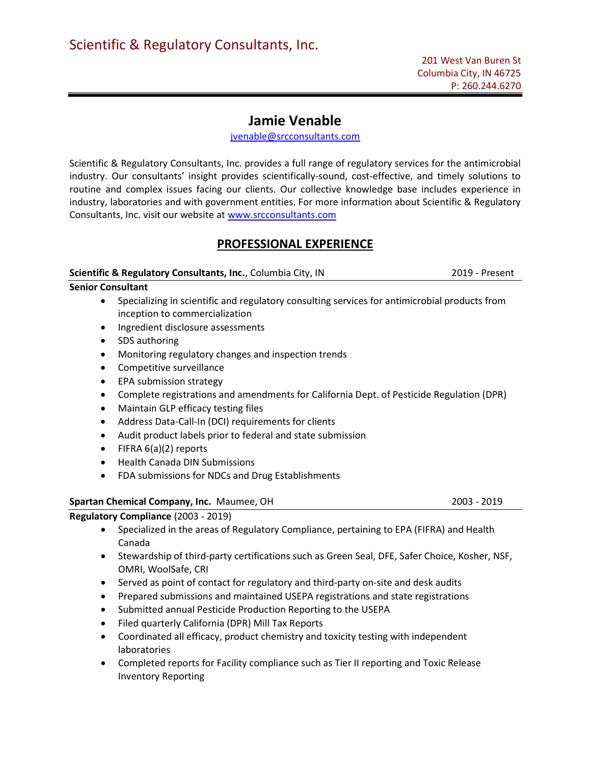# Scientific & Regulatory Consultants, Inc.

201 West Van Buren St
Columbia City, IN 46725
P: 260.244.6270

## Jamie Venable

jvenable@srcconsultants.com

Scientific & Regulatory Consultants, Inc. provides a full range of regulatory services for the antimicrobial industry. Our consultants' insight provides scientifically-sound, cost-effective, and timely solutions to routine and complex issues facing our clients. Our collective knowledge base includes experience in industry, laboratories and with government entities. For more information about Scientific & Regulatory Consultants, Inc. visit our website at www.srcconsultants.com

## PROFESSIONAL EXPERIENCE

**Scientific & Regulatory Consultants, Inc.**, Columbia City, IN — 2019 - Present

**Senior Consultant**

- Specializing in scientific and regulatory consulting services for antimicrobial products from inception to commercialization
- Ingredient disclosure assessments
- SDS authoring
- Monitoring regulatory changes and inspection trends
- Competitive surveillance
- EPA submission strategy
- Complete registrations and amendments for California Dept. of Pesticide Regulation (DPR)
- Maintain GLP efficacy testing files
- Address Data-Call-In (DCI) requirements for clients
- Audit product labels prior to federal and state submission
- FIFRA 6(a)(2) reports
- Health Canada DIN Submissions
- FDA submissions for NDCs and Drug Establishments

**Spartan Chemical Company, Inc.** Maumee, OH — 2003 - 2019

**Regulatory Compliance** (2003 - 2019)

- Specialized in the areas of Regulatory Compliance, pertaining to EPA (FIFRA) and Health Canada
- Stewardship of third-party certifications such as Green Seal, DFE, Safer Choice, Kosher, NSF, OMRI, WoolSafe, CRI
- Served as point of contact for regulatory and third-party on-site and desk audits
- Prepared submissions and maintained USEPA registrations and state registrations
- Submitted annual Pesticide Production Reporting to the USEPA
- Filed quarterly California (DPR) Mill Tax Reports
- Coordinated all efficacy, product chemistry and toxicity testing with independent laboratories
- Completed reports for Facility compliance such as Tier II reporting and Toxic Release Inventory Reporting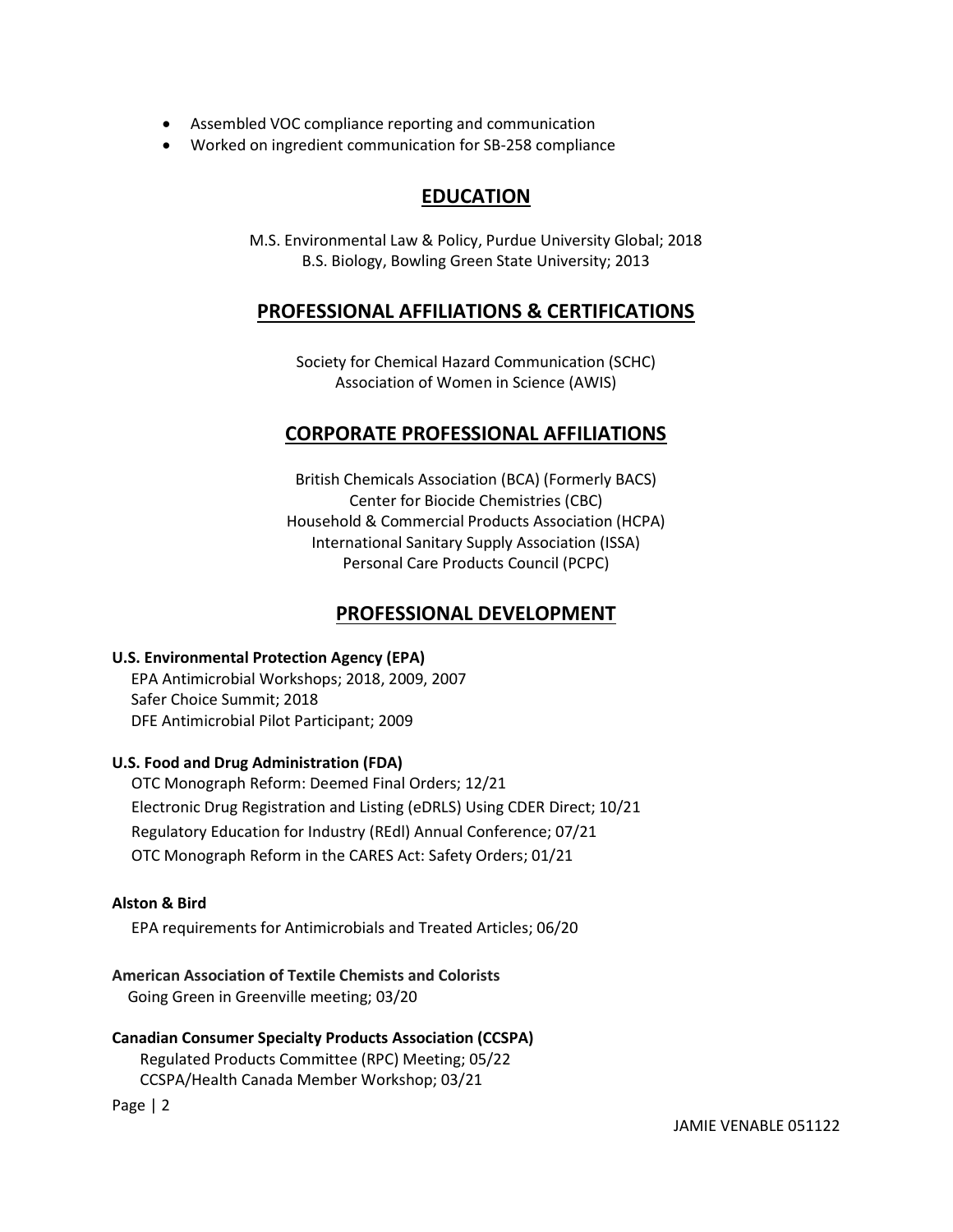- Assembled VOC compliance reporting and communication
- Worked on ingredient communication for SB-258 compliance

## EDUCATION

M.S. Environmental Law & Policy, Purdue University Global; 2018
B.S. Biology, Bowling Green State University; 2013

## PROFESSIONAL AFFILIATIONS & CERTIFICATIONS

Society for Chemical Hazard Communication (SCHC)
Association of Women in Science (AWIS)

## CORPORATE PROFESSIONAL AFFILIATIONS

British Chemicals Association (BCA) (Formerly BACS)
Center for Biocide Chemistries (CBC)
Household & Commercial Products Association (HCPA)
International Sanitary Supply Association (ISSA)
Personal Care Products Council (PCPC)

## PROFESSIONAL DEVELOPMENT

**U.S. Environmental Protection Agency (EPA)**
EPA Antimicrobial Workshops; 2018, 2009, 2007
Safer Choice Summit; 2018
DFE Antimicrobial Pilot Participant; 2009

**U.S. Food and Drug Administration (FDA)**
OTC Monograph Reform: Deemed Final Orders; 12/21
Electronic Drug Registration and Listing (eDRLS) Using CDER Direct; 10/21
Regulatory Education for Industry (REdI) Annual Conference; 07/21
OTC Monograph Reform in the CARES Act: Safety Orders; 01/21

**Alston & Bird**
EPA requirements for Antimicrobials and Treated Articles; 06/20

**American Association of Textile Chemists and Colorists**
Going Green in Greenville meeting; 03/20

**Canadian Consumer Specialty Products Association (CCSPA)**
Regulated Products Committee (RPC) Meeting; 05/22
CCSPA/Health Canada Member Workshop; 03/21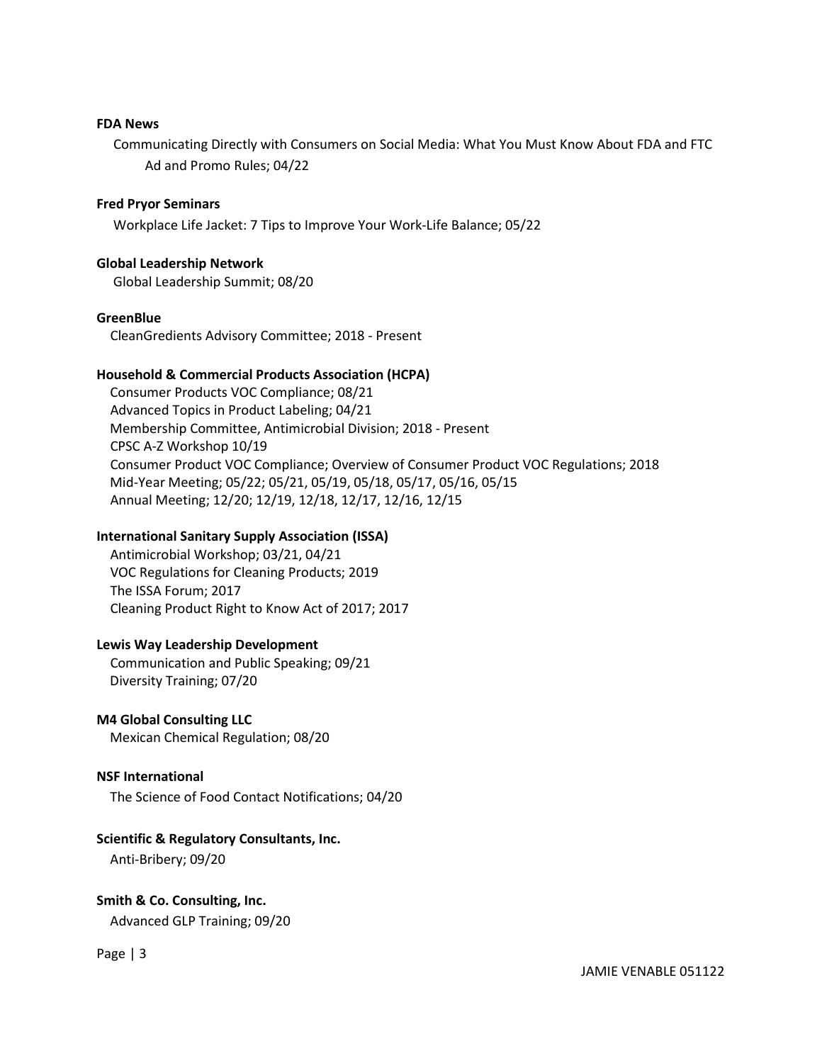**FDA News**

Communicating Directly with Consumers on Social Media: What You Must Know About FDA and FTC Ad and Promo Rules; 04/22

**Fred Pryor Seminars**

Workplace Life Jacket: 7 Tips to Improve Your Work-Life Balance; 05/22

**Global Leadership Network**

Global Leadership Summit; 08/20

**GreenBlue**

CleanGredients Advisory Committee; 2018 - Present

**Household & Commercial Products Association (HCPA)**

Consumer Products VOC Compliance; 08/21
Advanced Topics in Product Labeling; 04/21
Membership Committee, Antimicrobial Division; 2018 - Present
CPSC A-Z Workshop 10/19
Consumer Product VOC Compliance; Overview of Consumer Product VOC Regulations; 2018
Mid-Year Meeting; 05/22; 05/21, 05/19, 05/18, 05/17, 05/16, 05/15
Annual Meeting; 12/20; 12/19, 12/18, 12/17, 12/16, 12/15

**International Sanitary Supply Association (ISSA)**

Antimicrobial Workshop; 03/21, 04/21
VOC Regulations for Cleaning Products; 2019
The ISSA Forum; 2017
Cleaning Product Right to Know Act of 2017; 2017

**Lewis Way Leadership Development**

Communication and Public Speaking; 09/21
Diversity Training; 07/20

**M4 Global Consulting LLC**

Mexican Chemical Regulation; 08/20

**NSF International**

The Science of Food Contact Notifications; 04/20

**Scientific & Regulatory Consultants, Inc.**

Anti-Bribery; 09/20

**Smith & Co. Consulting, Inc.**

Advanced GLP Training; 09/20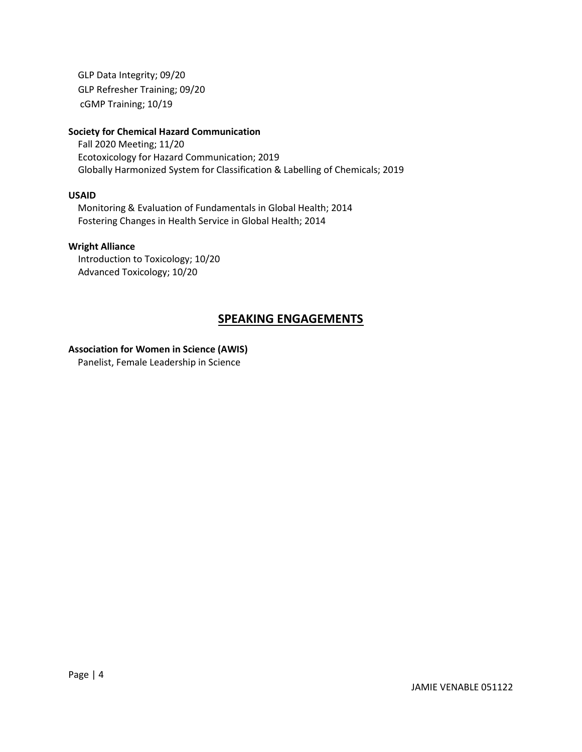GLP Data Integrity; 09/20
GLP Refresher Training; 09/20
cGMP Training; 10/19

**Society for Chemical Hazard Communication**
Fall 2020 Meeting; 11/20
Ecotoxicology for Hazard Communication; 2019
Globally Harmonized System for Classification & Labelling of Chemicals; 2019

**USAID**
Monitoring & Evaluation of Fundamentals in Global Health; 2014
Fostering Changes in Health Service in Global Health; 2014

**Wright Alliance**
Introduction to Toxicology; 10/20
Advanced Toxicology; 10/20

## SPEAKING ENGAGEMENTS

**Association for Women in Science (AWIS)**
Panelist, Female Leadership in Science